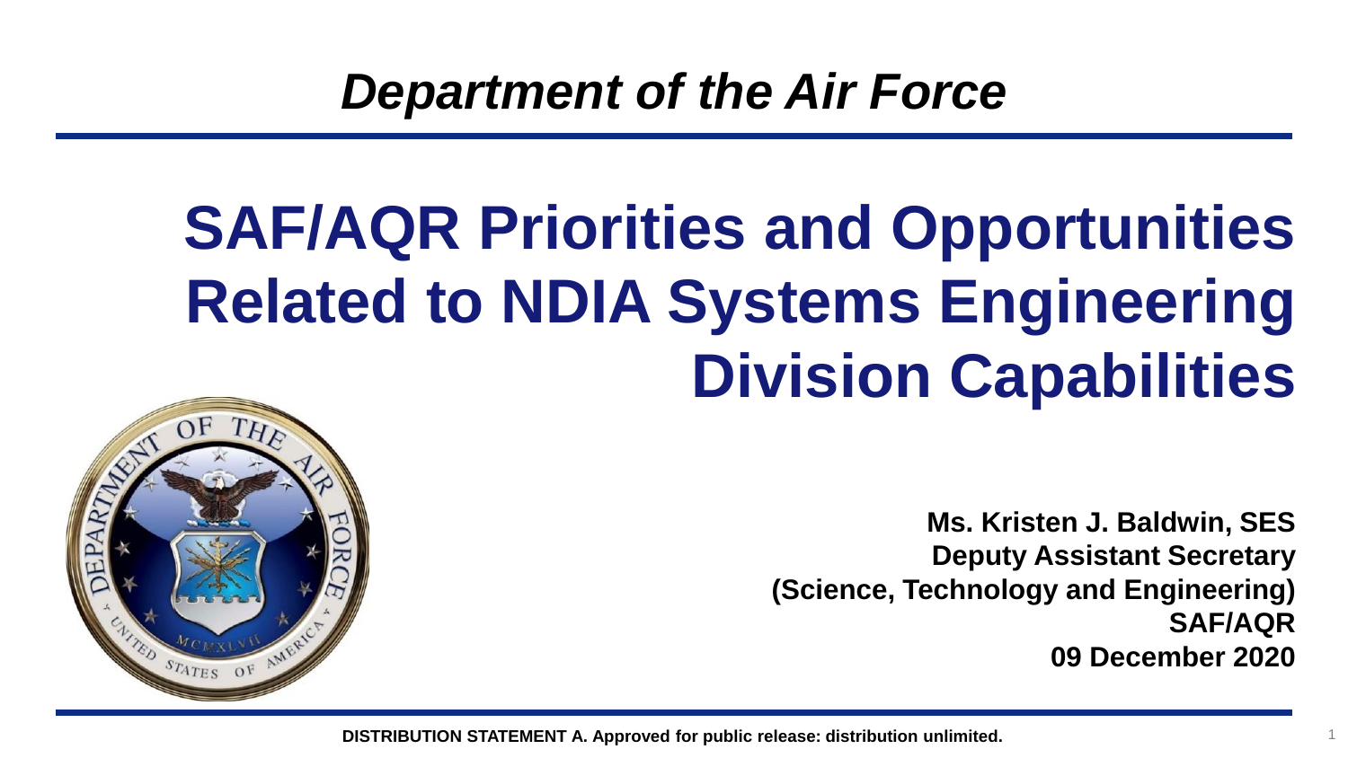*Department of the Air Force*

# SAF/AQR Priorities and Opportunities Related to NDIA Systems Engineering Division Capabilities

**Ms. Kristen J. Baldwin, SES**
**Deputy Assistant Secretary**
**(Science, Technology and Engineering)**
**SAF/AQR**
**09 December 2020**

**DISTRIBUTION STATEMENT A. Approved for public release: distribution unlimited.**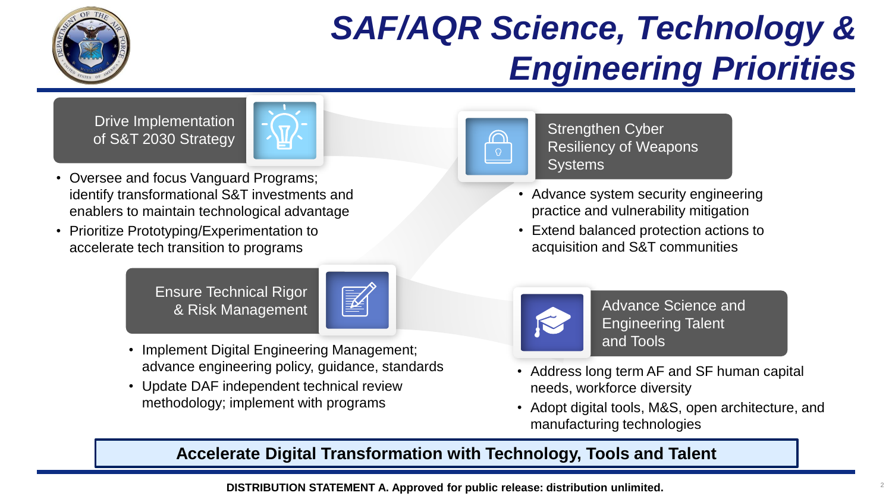# SAF/AQR Science, Technology & Engineering Priorities

## Drive Implementation of S&T 2030 Strategy

- Oversee and focus Vanguard Programs; identify transformational S&T investments and enablers to maintain technological advantage
- Prioritize Prototyping/Experimentation to accelerate tech transition to programs

## Strengthen Cyber Resiliency of Weapons Systems

- Advance system security engineering practice and vulnerability mitigation
- Extend balanced protection actions to acquisition and S&T communities

## Ensure Technical Rigor & Risk Management

- Implement Digital Engineering Management; advance engineering policy, guidance, standards
- Update DAF independent technical review methodology; implement with programs

## Advance Science and Engineering Talent and Tools

- Address long term AF and SF human capital needs, workforce diversity
- Adopt digital tools, M&S, open architecture, and manufacturing technologies

**Accelerate Digital Transformation with Technology, Tools and Talent**

**DISTRIBUTION STATEMENT A. Approved for public release: distribution unlimited.**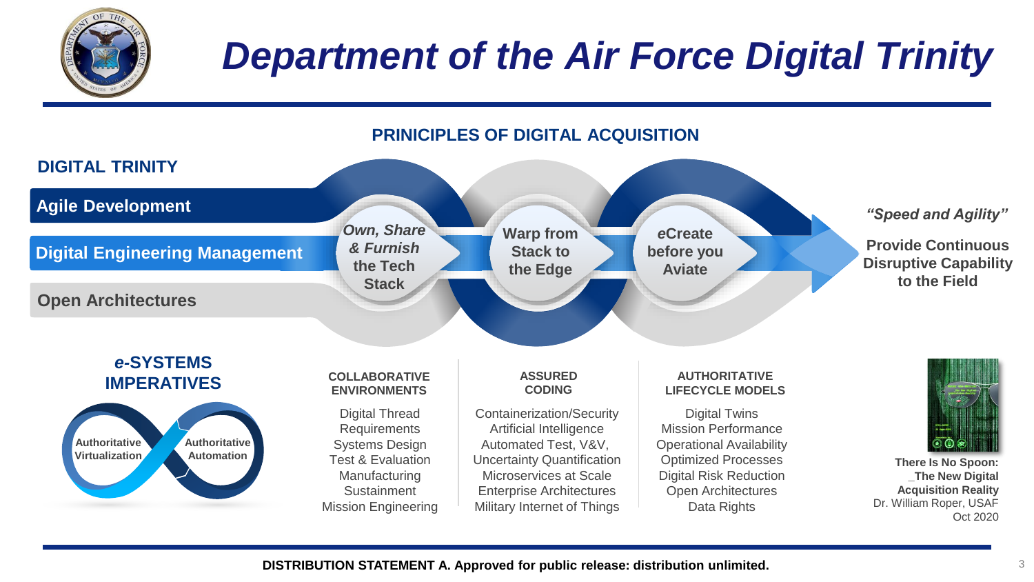# Department of the Air Force Digital Trinity

## PRINICIPLES OF DIGITAL ACQUISITION

### DIGITAL TRINITY

- **Agile Development**
- **Digital Engineering Management**
- **Open Architectures**

***Own, Share & Furnish*** **the Tech Stack**

**Warp from Stack to the Edge**

***e*****Create before you Aviate**

***"Speed and Agility"***

**Provide Continuous Disruptive Capability to the Field**

### *e*-SYSTEMS IMPERATIVES

**Authoritative Virtualization** — **Authoritative Automation**

| COLLABORATIVE ENVIRONMENTS | ASSURED CODING | AUTHORITATIVE LIFECYCLE MODELS |
|---|---|---|
| Digital Thread | Containerization/Security | Digital Twins |
| Requirements | Artificial Intelligence | Mission Performance |
| Systems Design | Automated Test, V&V, | Operational Availability |
| Test & Evaluation | Uncertainty Quantification | Optimized Processes |
| Manufacturing | Microservices at Scale | Digital Risk Reduction |
| Sustainment | Enterprise Architectures | Open Architectures |
| Mission Engineering | Military Internet of Things | Data Rights |

**There Is No Spoon: _The New Digital Acquisition Reality**
Dr. William Roper, USAF
Oct 2020

**DISTRIBUTION STATEMENT A. Approved for public release: distribution unlimited.**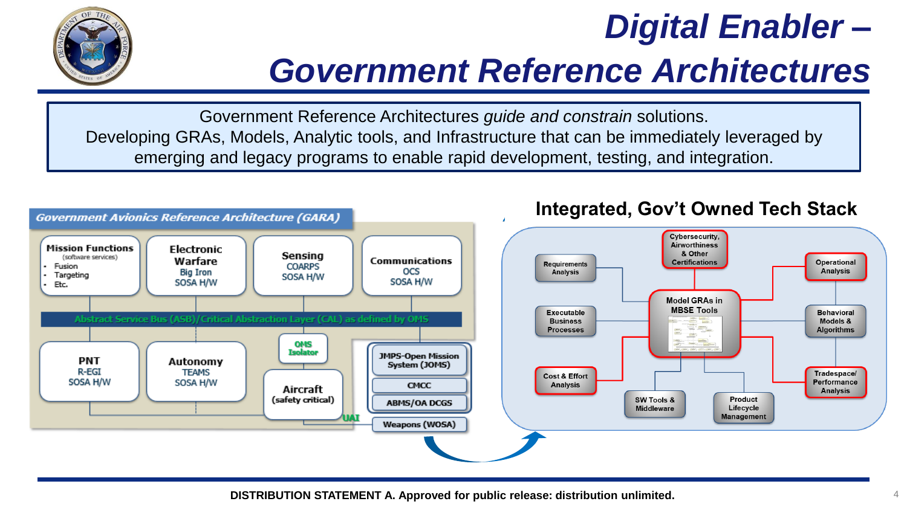# Digital Enabler – Government Reference Architectures

Government Reference Architectures *guide and constrain* solutions.
Developing GRAs, Models, Analytic tools, and Infrastructure that can be immediately leveraged by emerging and legacy programs to enable rapid development, testing, and integration.

## Government Avionics Reference Architecture (GARA)

- **Mission Functions** (software services)
  - Fusion
  - Targeting
  - Etc.
- **Electronic Warfare** – Big Iron, SOSA H/W
- **Sensing** – COARPS, SOSA H/W
- **Communications** – OCS, SOSA H/W

Abstract Service Bus (ASB)/Critical Abstraction Layer (CAL) as defined by OMS

- **PNT** – R-EGI, SOSA H/W
- **Autonomy** – TEAMS, SOSA H/W
- **OMS Isolator**
- **Aircraft** (safety critical)
- **JMPS-Open Mission System (JOMS)**
- **CMCC**
- **ABMS/OA DCGS**
- **UAI**
- **Weapons (WOSA)**

## Integrated, Gov't Owned Tech Stack

- Model GRAs in MBSE Tools
- Cybersecurity, Airworthiness & Other Certifications
- Requirements Analysis
- Operational Analysis
- Executable Business Processes
- Behavioral Models & Algorithms
- Cost & Effort Analysis
- Tradespace/ Performance Analysis
- SW Tools & Middleware
- Product Lifecycle Management

**DISTRIBUTION STATEMENT A. Approved for public release: distribution unlimited.**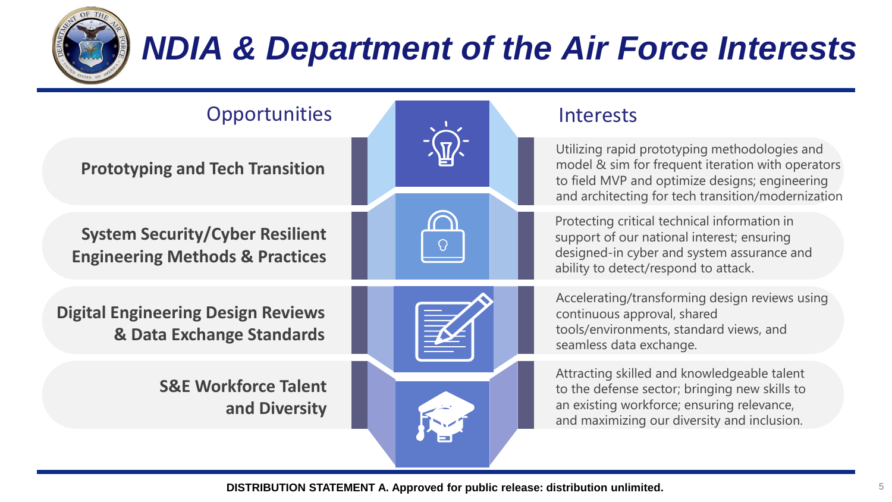# NDIA & Department of the Air Force Interests

| Opportunities | Interests |
| --- | --- |
| **Prototyping and Tech Transition** | Utilizing rapid prototyping methodologies and model & sim for frequent iteration with operators to field MVP and optimize designs; engineering and architecting for tech transition/modernization |
| **System Security/Cyber Resilient Engineering Methods & Practices** | Protecting critical technical information in support of our national interest; ensuring designed-in cyber and system assurance and ability to detect/respond to attack. |
| **Digital Engineering Design Reviews & Data Exchange Standards** | Accelerating/transforming design reviews using continuous approval, shared tools/environments, standard views, and seamless data exchange. |
| **S&E Workforce Talent and Diversity** | Attracting skilled and knowledgeable talent to the defense sector; bringing new skills to an existing workforce; ensuring relevance, and maximizing our diversity and inclusion. |

**DISTRIBUTION STATEMENT A. Approved for public release: distribution unlimited.**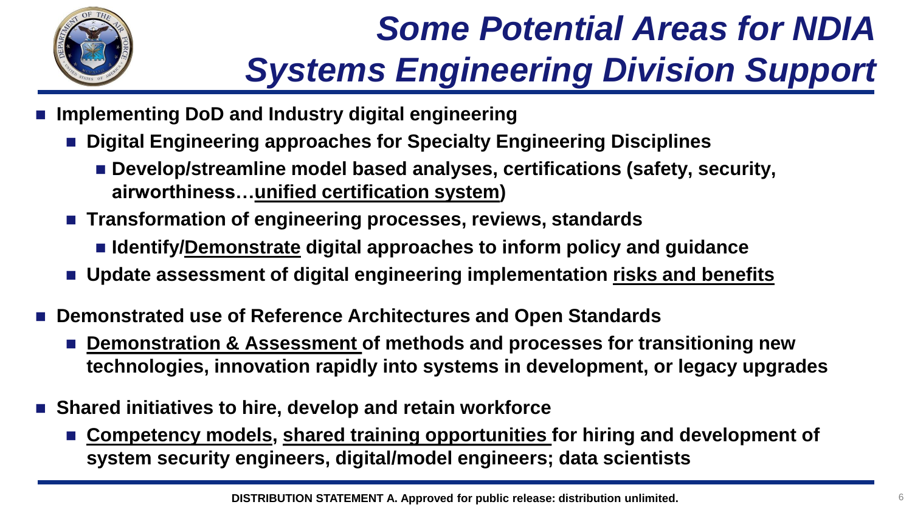# *Some Potential Areas for NDIA Systems Engineering Division Support*

- **Implementing DoD and Industry digital engineering**
  - **Digital Engineering approaches for Specialty Engineering Disciplines**
    - **Develop/streamline model based analyses, certifications (safety, security, airworthiness…<u>unified certification system</u>)**
  - **Transformation of engineering processes, reviews, standards**
    - **Identify/<u>Demonstrate</u> digital approaches to inform policy and guidance**
  - **Update assessment of digital engineering implementation <u>risks and benefits</u>**
- **Demonstrated use of Reference Architectures and Open Standards**
  - **<u>Demonstration & Assessment</u> of methods and processes for transitioning new technologies, innovation rapidly into systems in development, or legacy upgrades**
- **Shared initiatives to hire, develop and retain workforce**
  - **<u>Competency models</u>, <u>shared training opportunities</u> for hiring and development of system security engineers, digital/model engineers; data scientists**

**DISTRIBUTION STATEMENT A. Approved for public release: distribution unlimited.**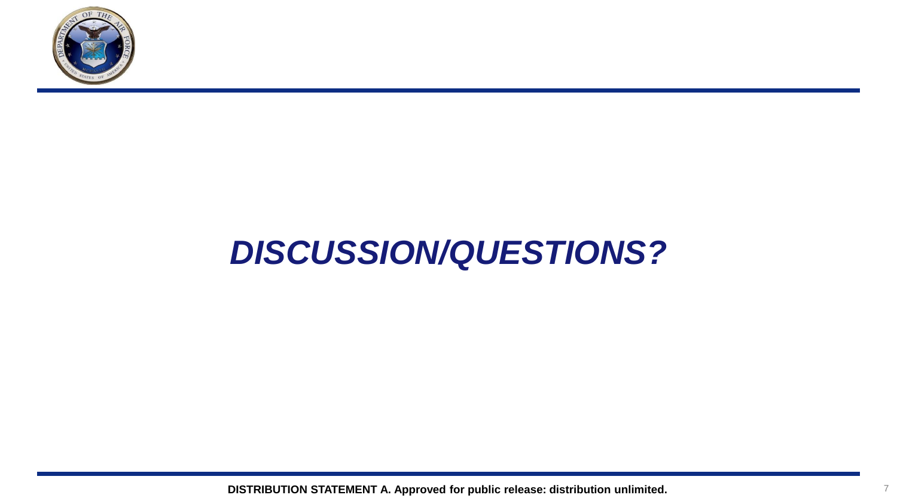***DISCUSSION/QUESTIONS?***

**DISTRIBUTION STATEMENT A. Approved for public release: distribution unlimited.**